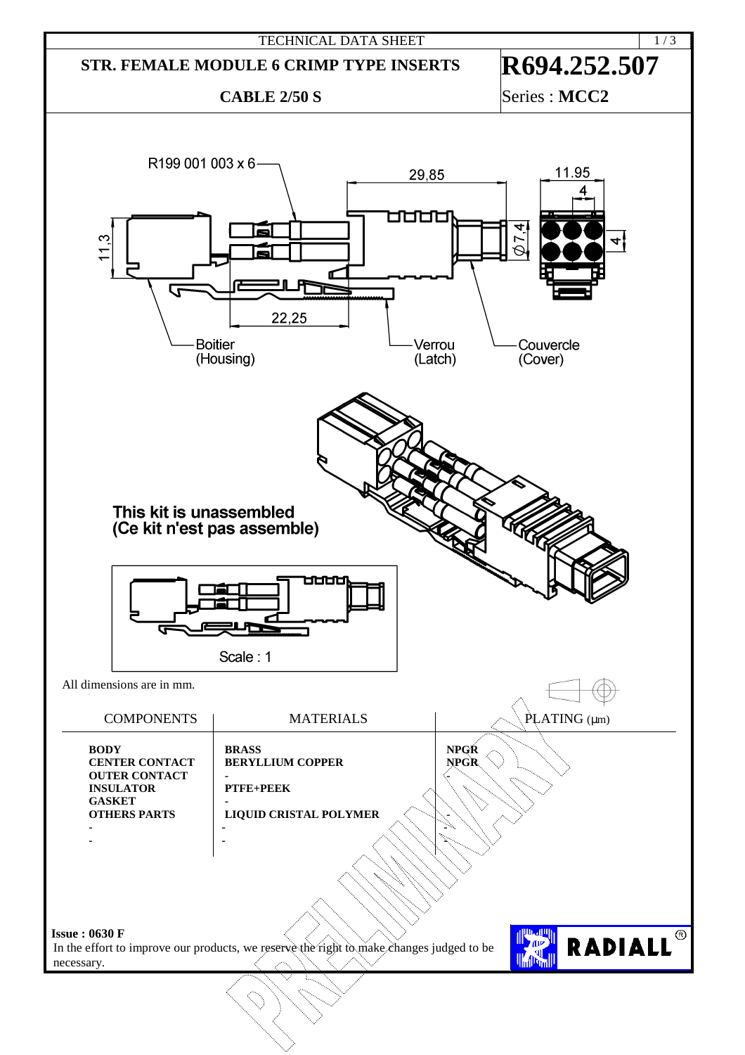TECHNICAL DATA SHEET

# STR. FEMALE MODULE 6 CRIMP TYPE INSERTS

## CABLE 2/50 S

# R694.252.507

Series : **MCC2**

R199 001 003 x 6

29,85

11.95

4

11,3

Ø7,4

4

22,25

Boitier (Housing)

Verrou (Latch)

Couvercle (Cover)

**This kit is unassembled (Ce kit n'est pas assemble)**

Scale : 1

All dimensions are in mm.

| COMPONENTS | MATERIALS | PLATING (µm) |
|---|---|---|
| **BODY** | **BRASS** | **NPGR** |
| **CENTER CONTACT** | **BERYLLIUM COPPER** | **NPGR** |
| **OUTER CONTACT** | - | - |
| **INSULATOR** | **PTFE+PEEK** | |
| **GASKET** | - | |
| **OTHERS PARTS** | **LIQUID CRISTAL POLYMER** | - |
| - | - | - |
| - | - | - |

PRELIMINARY

**Issue : 0630 F**

In the effort to improve our products, we reserve the right to make changes judged to be necessary.

RADIALL®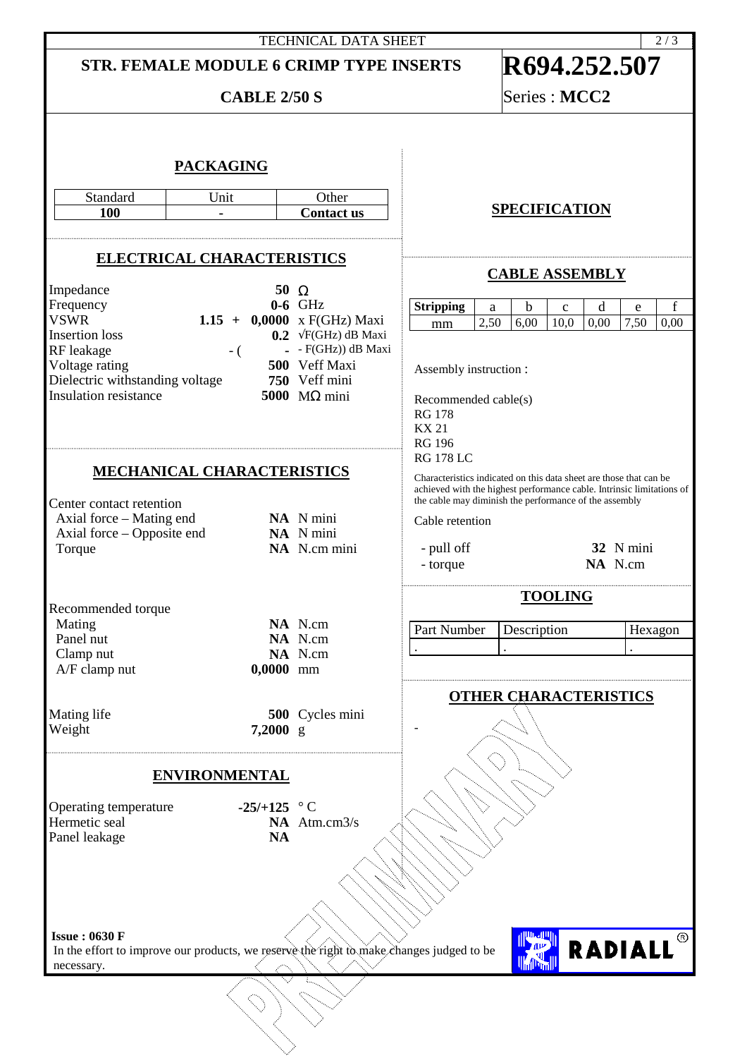TECHNICAL DATA SHEET

# STR. FEMALE MODULE 6 CRIMP TYPE INSERTS

## CABLE 2/50 S

# R694.252.507

Series : **MCC2**

## PACKAGING

| Standard | Unit | Other |
|---|---|---|
| **100** | **-** | **Contact us** |

## ELECTRICAL CHARACTERISTICS

| | | |
|---|---|---|
| Impedance | **50** | Ω |
| Frequency | **0-6** | GHz |
| VSWR | **1.15 + 0,0000** | x F(GHz) Maxi |
| Insertion loss | **0.2** | √F(GHz) dB Maxi |
| RF leakage | - ( **-** | - F(GHz)) dB Maxi |
| Voltage rating | **500** | Veff Maxi |
| Dielectric withstanding voltage | **750** | Veff mini |
| Insulation resistance | **5000** | MΩ mini |

## MECHANICAL CHARACTERISTICS

Center contact retention

| | | |
|---|---|---|
| Axial force – Mating end | **NA** | N mini |
| Axial force – Opposite end | **NA** | N mini |
| Torque | **NA** | N.cm mini |

Recommended torque

| | | |
|---|---|---|
| Mating | **NA** | N.cm |
| Panel nut | **NA** | N.cm |
| Clamp nut | **NA** | N.cm |
| A/F clamp nut | **0,0000** | mm |

| | | |
|---|---|---|
| Mating life | **500** | Cycles mini |
| Weight | **7,2000** | g |

## ENVIRONMENTAL

| | | |
|---|---|---|
| Operating temperature | **-25/+125** | ° C |
| Hermetic seal | **NA** | Atm.cm3/s |
| Panel leakage | **NA** | |

## SPECIFICATION

## CABLE ASSEMBLY

| **Stripping** | a | b | c | d | e | f |
|---|---|---|---|---|---|---|
| mm | 2,50 | 6,00 | 10,0 | 0,00 | 7,50 | 0,00 |

Assembly instruction :

Recommended cable(s)
RG 178
KX 21
RG 196
RG 178 LC

Characteristics indicated on this data sheet are those that can be achieved with the highest performance cable. Intrinsic limitations of the cable may diminish the performance of the assembly

Cable retention

| | | |
|---|---|---|
| - pull off | **32** | N mini |
| - torque | **NA** | N.cm |

## TOOLING

| Part Number | Description | Hexagon |
|---|---|---|
| . | . | . |

## OTHER CHARACTERISTICS

-

PRELIMINARY

**Issue : 0630 F**
In the effort to improve our products, we reserve the right to make changes judged to be necessary.

RADIALL®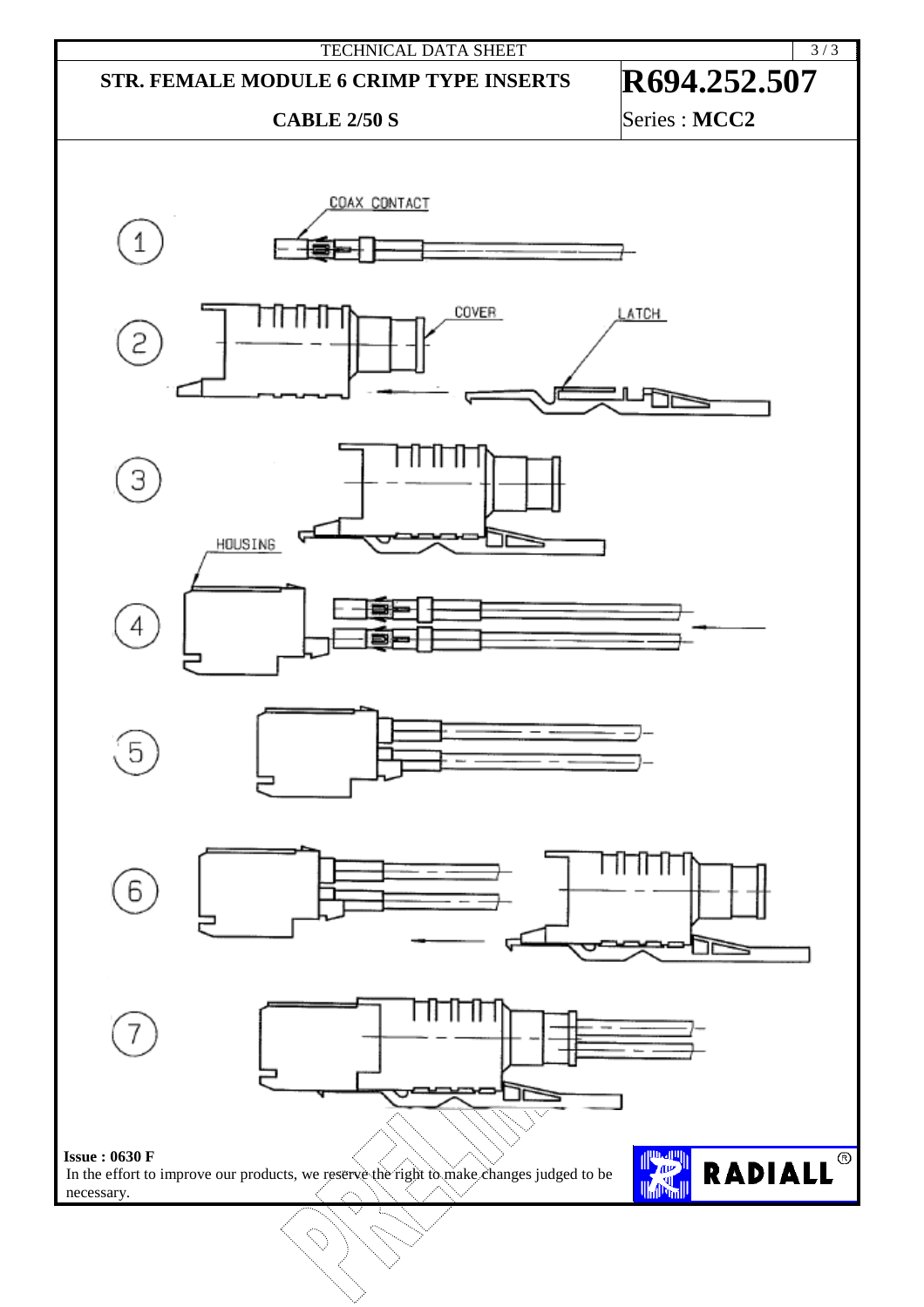TECHNICAL DATA SHEET

# STR. FEMALE MODULE 6 CRIMP TYPE INSERTS

## CABLE 2/50 S

# R694.252.507

Series : **MCC2**

1

COAX CONTACT

2

COVER

LATCH

3

HOUSING

4

5

6

7

**Issue : 0630 F**

In the effort to improve our products, we reserve the right to make changes judged to be necessary.

RADIALL®